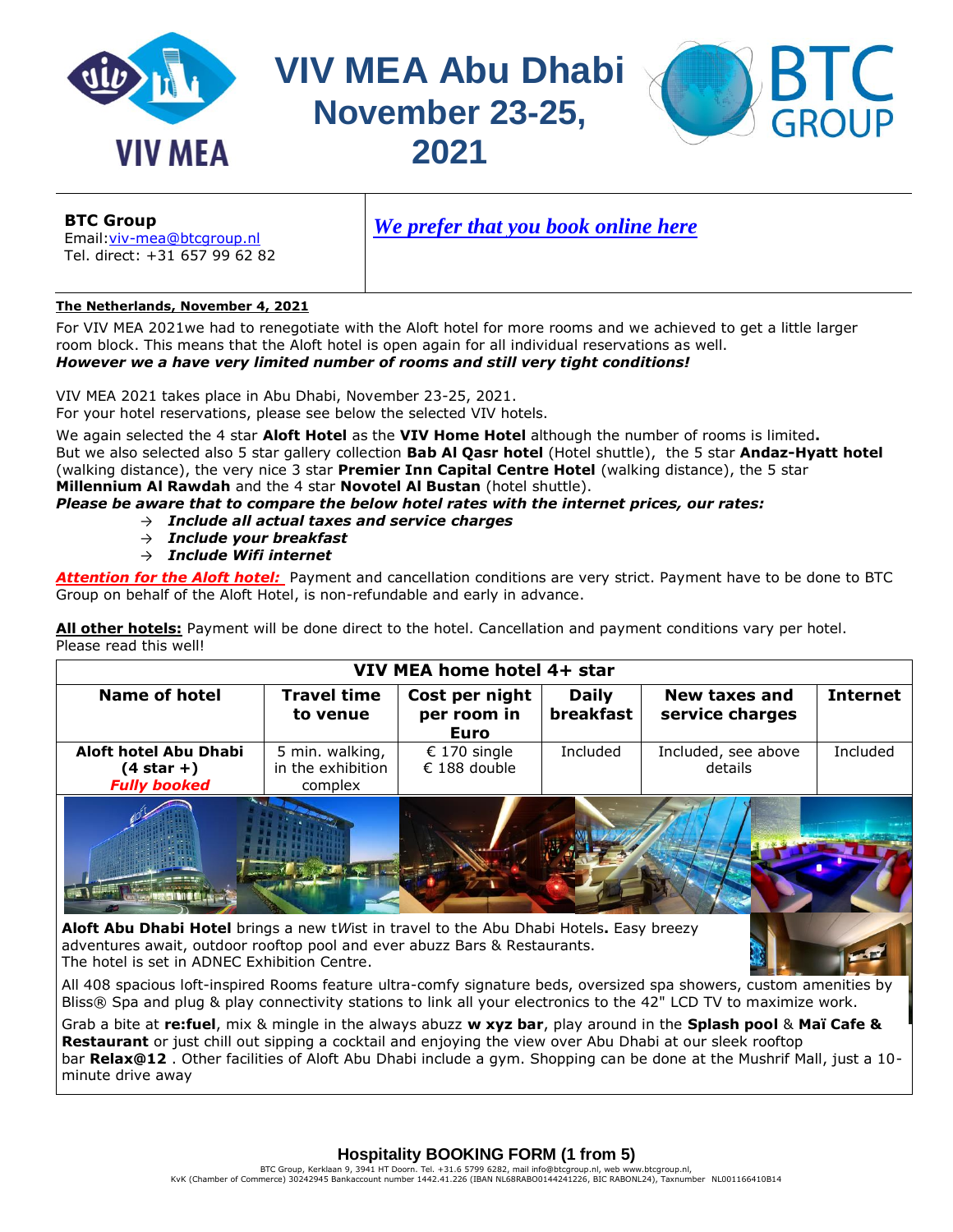# VIV MEA Abu Dhabi November 23-25, 2021

**BTC Group**
Email:viv-mea@btcgroup.nl
Tel. direct: +31 657 99 62 82

***We prefer that you book online here***

**The Netherlands, November 4, 2021**

For VIV MEA 2021we had to renegotiate with the Aloft hotel for more rooms and we achieved to get a little larger room block. This means that the Aloft hotel is open again for all individual reservations as well.
***However we a have very limited number of rooms and still very tight conditions!***

VIV MEA 2021 takes place in Abu Dhabi, November 23-25, 2021.
For your hotel reservations, please see below the selected VIV hotels.

We again selected the 4 star **Aloft Hotel** as the **VIV Home Hotel** although the number of rooms is limited**.**
But we also selected also 5 star gallery collection **Bab Al Qasr hotel** (Hotel shuttle), the 5 star **Andaz-Hyatt hotel** (walking distance), the very nice 3 star **Premier Inn Capital Centre Hotel** (walking distance), the 5 star **Millennium Al Rawdah** and the 4 star **Novotel Al Bustan** (hotel shuttle).
***Please be aware that to compare the below hotel rates with the internet prices, our rates:***

- → ***Include all actual taxes and service charges***
- → ***Include your breakfast***
- → ***Include Wifi internet***

***Attention for the Aloft hotel:*** Payment and cancellation conditions are very strict. Payment have to be done to BTC Group on behalf of the Aloft Hotel, is non-refundable and early in advance.

**All other hotels:** Payment will be done direct to the hotel. Cancellation and payment conditions vary per hotel. Please read this well!

**VIV MEA home hotel 4+ star**

| Name of hotel | Travel time to venue | Cost per night per room in Euro | Daily breakfast | New taxes and service charges | Internet |
|---|---|---|---|---|---|
| **Aloft hotel Abu Dhabi (4 star +)** ***Fully booked*** | 5 min. walking, in the exhibition complex | € 170 single<br>€ 188 double | Included | Included, see above details | Included |

**Aloft Abu Dhabi Hotel** brings a new t*W*ist in travel to the Abu Dhabi Hotels**.** Easy breezy adventures await, outdoor rooftop pool and ever abuzz Bars & Restaurants.
The hotel is set in ADNEC Exhibition Centre.

All 408 spacious loft-inspired Rooms feature ultra-comfy signature beds, oversized spa showers, custom amenities by Bliss® Spa and plug & play connectivity stations to link all your electronics to the 42" LCD TV to maximize work.

Grab a bite at **re:fuel**, mix & mingle in the always abuzz **w xyz bar**, play around in the **Splash pool** & **Maï Cafe & Restaurant** or just chill out sipping a cocktail and enjoying the view over Abu Dhabi at our sleek rooftop bar **Relax@12** . Other facilities of Aloft Abu Dhabi include a gym. Shopping can be done at the Mushrif Mall, just a 10-minute drive away

**Hospitality BOOKING FORM (1 from 5)**

BTC Group, Kerklaan 9, 3941 HT Doorn. Tel. +31.6 5799 6282, mail info@btcgroup.nl, web www.btcgroup.nl,
KvK (Chamber of Commerce) 30242945 Bankaccount number 1442.41.226 (IBAN NL68RABO0144241226, BIC RABONL24), Taxnumber NL001166410B14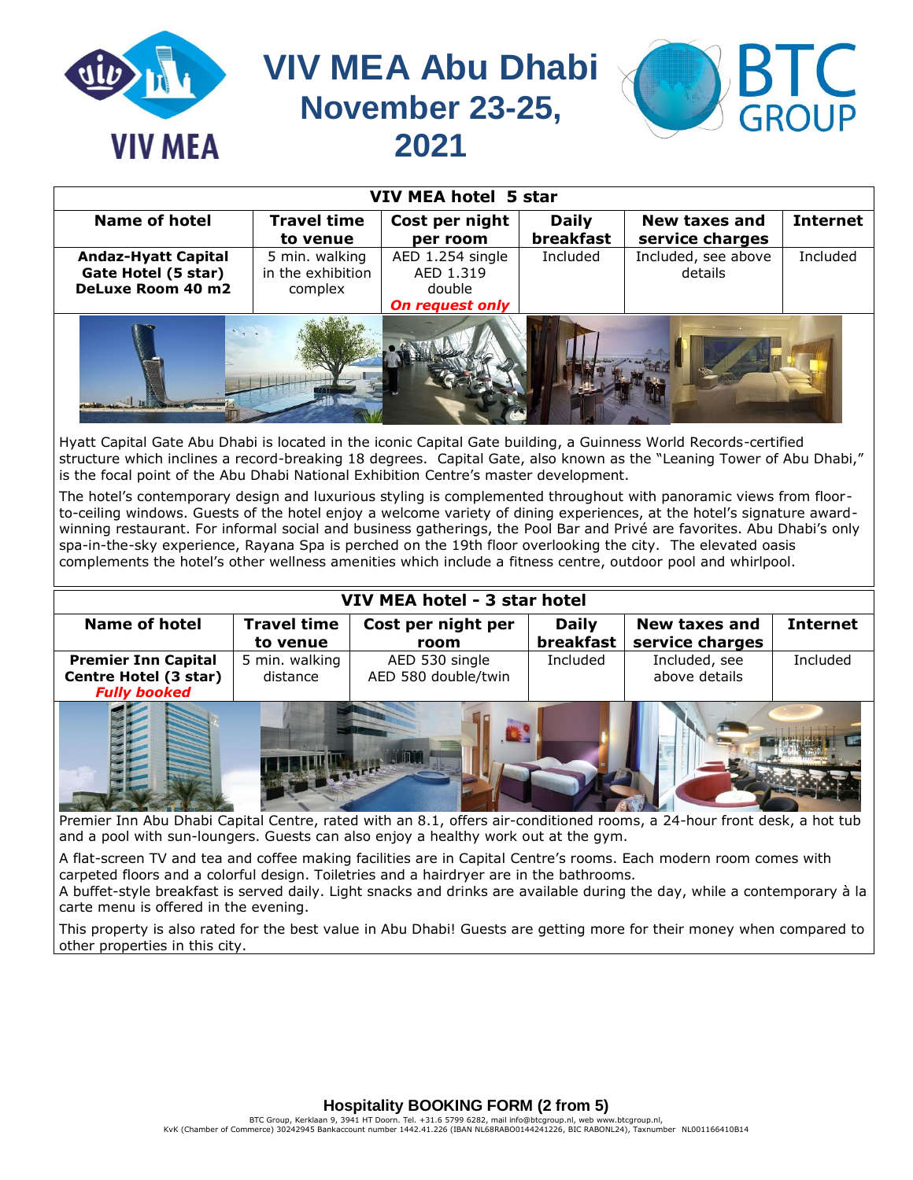# VIV MEA Abu Dhabi November 23-25, 2021

| VIV MEA hotel 5 star | | | | | |
|---|---|---|---|---|---|
| **Name of hotel** | **Travel time to venue** | **Cost per night per room** | **Daily breakfast** | **New taxes and service charges** | **Internet** |
| **Andaz-Hyatt Capital Gate Hotel (5 star) DeLuxe Room 40 m2** | 5 min. walking in the exhibition complex | AED 1.254 single AED 1.319 double ***On request only*** | Included | Included, see above details | Included |

Hyatt Capital Gate Abu Dhabi is located in the iconic Capital Gate building, a Guinness World Records-certified structure which inclines a record-breaking 18 degrees. Capital Gate, also known as the "Leaning Tower of Abu Dhabi," is the focal point of the Abu Dhabi National Exhibition Centre's master development.

The hotel's contemporary design and luxurious styling is complemented throughout with panoramic views from floor-to-ceiling windows. Guests of the hotel enjoy a welcome variety of dining experiences, at the hotel's signature award-winning restaurant. For informal social and business gatherings, the Pool Bar and Privé are favorites. Abu Dhabi's only spa-in-the-sky experience, Rayana Spa is perched on the 19th floor overlooking the city. The elevated oasis complements the hotel's other wellness amenities which include a fitness centre, outdoor pool and whirlpool.

| VIV MEA hotel - 3 star hotel | | | | | |
|---|---|---|---|---|---|
| **Name of hotel** | **Travel time to venue** | **Cost per night per room** | **Daily breakfast** | **New taxes and service charges** | **Internet** |
| **Premier Inn Capital Centre Hotel (3 star)** ***Fully booked*** | 5 min. walking distance | AED 530 single AED 580 double/twin | Included | Included, see above details | Included |

Premier Inn Abu Dhabi Capital Centre, rated with an 8.1, offers air-conditioned rooms, a 24-hour front desk, a hot tub and a pool with sun-loungers. Guests can also enjoy a healthy work out at the gym.

A flat-screen TV and tea and coffee making facilities are in Capital Centre's rooms. Each modern room comes with carpeted floors and a colorful design. Toiletries and a hairdryer are in the bathrooms.
A buffet-style breakfast is served daily. Light snacks and drinks are available during the day, while a contemporary à la carte menu is offered in the evening.

This property is also rated for the best value in Abu Dhabi! Guests are getting more for their money when compared to other properties in this city.

**Hospitality BOOKING FORM (2 from 5)**

BTC Group, Kerklaan 9, 3941 HT Doorn. Tel. +31.6 5799 6282, mail info@btcgroup.nl, web www.btcgroup.nl,
KvK (Chamber of Commerce) 30242945 Bankaccount number 1442.41.226 (IBAN NL68RABO0144241226, BIC RABONL24), Taxnumber NL001166410B14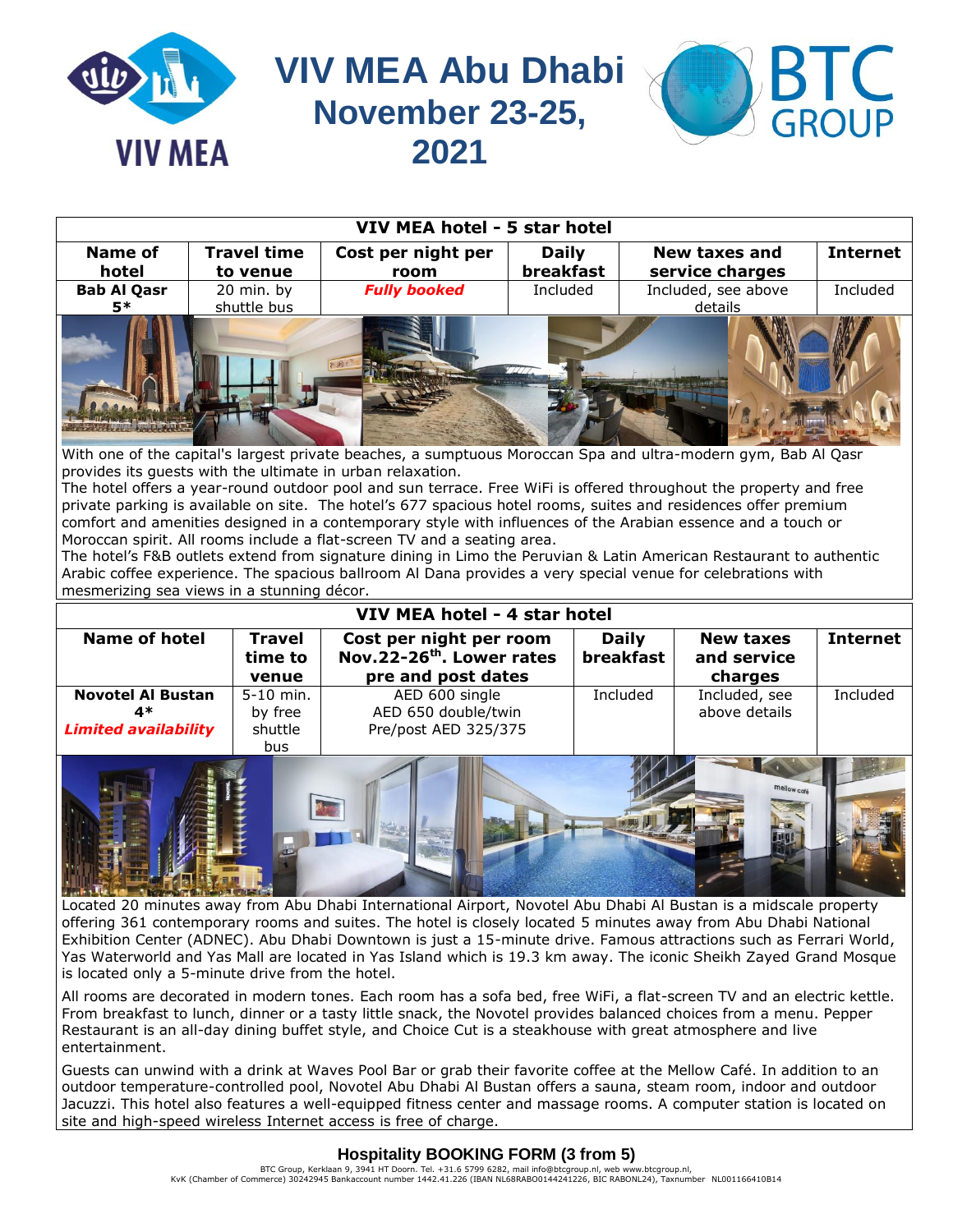# VIV MEA Abu Dhabi November 23-25, 2021

| VIV MEA hotel - 5 star hotel | | | | | |
|---|---|---|---|---|---|
| **Name of hotel** | **Travel time to venue** | **Cost per night per room** | **Daily breakfast** | **New taxes and service charges** | **Internet** |
| **Bab Al Qasr 5*** | 20 min. by shuttle bus | ***Fully booked*** | Included | Included, see above details | Included |

With one of the capital's largest private beaches, a sumptuous Moroccan Spa and ultra-modern gym, Bab Al Qasr provides its guests with the ultimate in urban relaxation.
The hotel offers a year-round outdoor pool and sun terrace. Free WiFi is offered throughout the property and free private parking is available on site. The hotel's 677 spacious hotel rooms, suites and residences offer premium comfort and amenities designed in a contemporary style with influences of the Arabian essence and a touch or Moroccan spirit. All rooms include a flat-screen TV and a seating area.
The hotel's F&B outlets extend from signature dining in Limo the Peruvian & Latin American Restaurant to authentic Arabic coffee experience. The spacious ballroom Al Dana provides a very special venue for celebrations with mesmerizing sea views in a stunning décor.

| VIV MEA hotel - 4 star hotel | | | | | |
|---|---|---|---|---|---|
| **Name of hotel** | **Travel time to venue** | **Cost per night per room Nov.22-26th. Lower rates pre and post dates** | **Daily breakfast** | **New taxes and service charges** | **Internet** |
| **Novotel Al Bustan 4*** ***Limited availability*** | 5-10 min. by free shuttle bus | AED 600 single AED 650 double/twin Pre/post AED 325/375 | Included | Included, see above details | Included |

Located 20 minutes away from Abu Dhabi International Airport, Novotel Abu Dhabi Al Bustan is a midscale property offering 361 contemporary rooms and suites. The hotel is closely located 5 minutes away from Abu Dhabi National Exhibition Center (ADNEC). Abu Dhabi Downtown is just a 15-minute drive. Famous attractions such as Ferrari World, Yas Waterworld and Yas Mall are located in Yas Island which is 19.3 km away. The iconic Sheikh Zayed Grand Mosque is located only a 5-minute drive from the hotel.

All rooms are decorated in modern tones. Each room has a sofa bed, free WiFi, a flat-screen TV and an electric kettle. From breakfast to lunch, dinner or a tasty little snack, the Novotel provides balanced choices from a menu. Pepper Restaurant is an all-day dining buffet style, and Choice Cut is a steakhouse with great atmosphere and live entertainment.

Guests can unwind with a drink at Waves Pool Bar or grab their favorite coffee at the Mellow Café. In addition to an outdoor temperature-controlled pool, Novotel Abu Dhabi Al Bustan offers a sauna, steam room, indoor and outdoor Jacuzzi. This hotel also features a well-equipped fitness center and massage rooms. A computer station is located on site and high-speed wireless Internet access is free of charge.

**Hospitality BOOKING FORM (3 from 5)**

BTC Group, Kerklaan 9, 3941 HT Doorn. Tel. +31.6 5799 6282, mail info@btcgroup.nl, web www.btcgroup.nl,
KvK (Chamber of Commerce) 30242945 Bankaccount number 1442.41.226 (IBAN NL68RABO0144241226, BIC RABONL24), Taxnumber NL001166410B14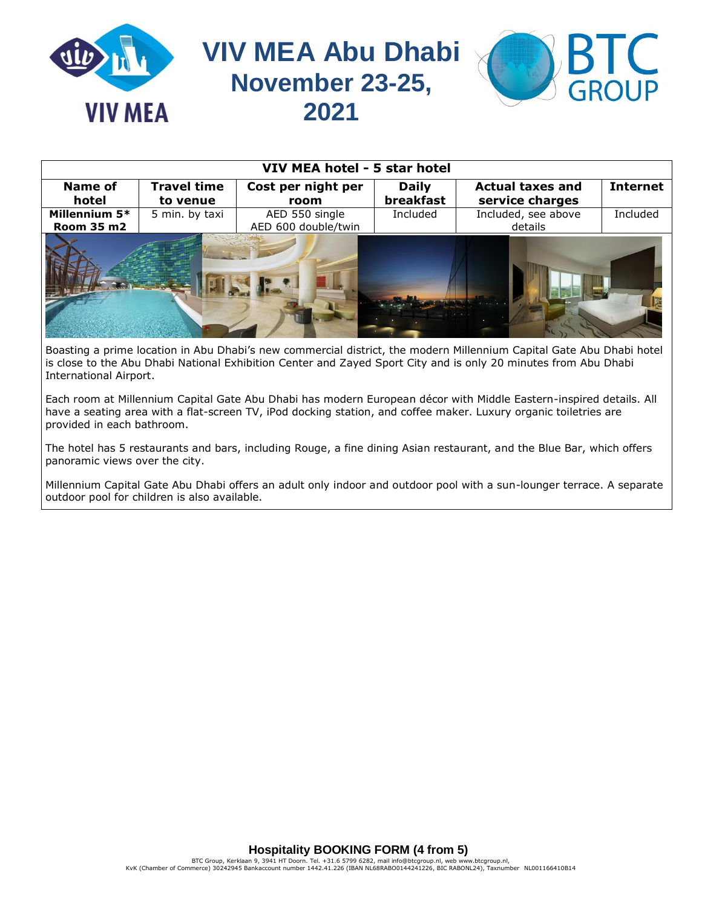# VIV MEA Abu Dhabi
## November 23-25, 2021

| VIV MEA hotel - 5 star hotel | | | | | |
|---|---|---|---|---|---|
| **Name of hotel** | **Travel time to venue** | **Cost per night per room** | **Daily breakfast** | **Actual taxes and service charges** | **Internet** |
| **Millennium 5* Room 35 m2** | 5 min. by taxi | AED 550 single<br>AED 600 double/twin | Included | Included, see above details | Included |

Boasting a prime location in Abu Dhabi's new commercial district, the modern Millennium Capital Gate Abu Dhabi hotel is close to the Abu Dhabi National Exhibition Center and Zayed Sport City and is only 20 minutes from Abu Dhabi International Airport.

Each room at Millennium Capital Gate Abu Dhabi has modern European décor with Middle Eastern-inspired details. All have a seating area with a flat-screen TV, iPod docking station, and coffee maker. Luxury organic toiletries are provided in each bathroom.

The hotel has 5 restaurants and bars, including Rouge, a fine dining Asian restaurant, and the Blue Bar, which offers panoramic views over the city.

Millennium Capital Gate Abu Dhabi offers an adult only indoor and outdoor pool with a sun-lounger terrace. A separate outdoor pool for children is also available.

**Hospitality BOOKING FORM (4 from 5)**

BTC Group, Kerklaan 9, 3941 HT Doorn. Tel. +31.6 5799 6282, mail info@btcgroup.nl, web www.btcgroup.nl,
KvK (Chamber of Commerce) 30242945 Bankaccount number 1442.41.226 (IBAN NL68RABO0144241226, BIC RABONL24), Taxnumber NL001166410B14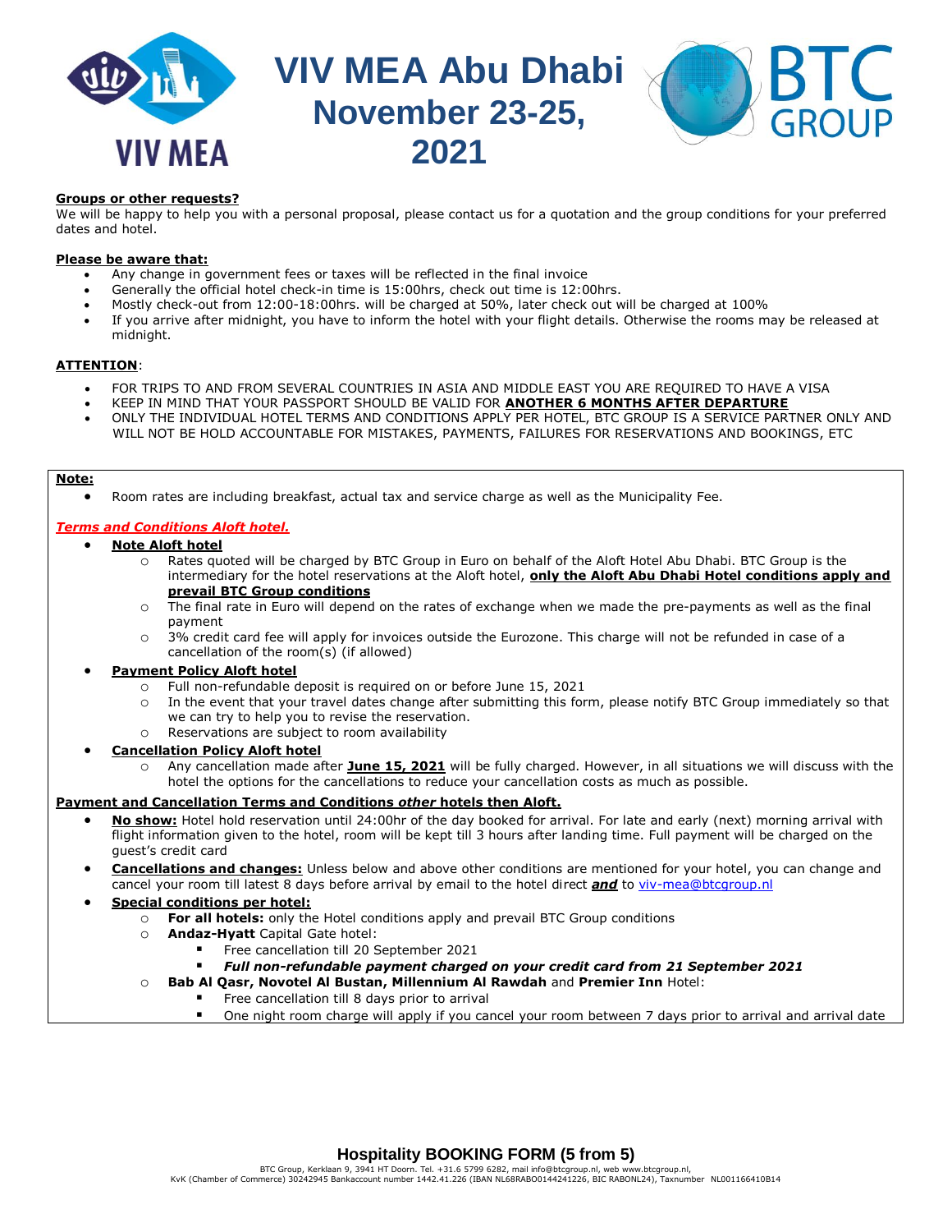# VIV MEA Abu Dhabi November 23-25, 2021

**Groups or other requests?**

We will be happy to help you with a personal proposal, please contact us for a quotation and the group conditions for your preferred dates and hotel.

**Please be aware that:**

- Any change in government fees or taxes will be reflected in the final invoice
- Generally the official hotel check-in time is 15:00hrs, check out time is 12:00hrs.
- Mostly check-out from 12:00-18:00hrs. will be charged at 50%, later check out will be charged at 100%
- If you arrive after midnight, you have to inform the hotel with your flight details. Otherwise the rooms may be released at midnight.

**ATTENTION**:

- FOR TRIPS TO AND FROM SEVERAL COUNTRIES IN ASIA AND MIDDLE EAST YOU ARE REQUIRED TO HAVE A VISA
- KEEP IN MIND THAT YOUR PASSPORT SHOULD BE VALID FOR **ANOTHER 6 MONTHS AFTER DEPARTURE**
- ONLY THE INDIVIDUAL HOTEL TERMS AND CONDITIONS APPLY PER HOTEL, BTC GROUP IS A SERVICE PARTNER ONLY AND WILL NOT BE HOLD ACCOUNTABLE FOR MISTAKES, PAYMENTS, FAILURES FOR RESERVATIONS AND BOOKINGS, ETC

**Note:**

- Room rates are including breakfast, actual tax and service charge as well as the Municipality Fee.

***Terms and Conditions Aloft hotel.***

- **Note Aloft hotel**
  - Rates quoted will be charged by BTC Group in Euro on behalf of the Aloft Hotel Abu Dhabi. BTC Group is the intermediary for the hotel reservations at the Aloft hotel, **only the Aloft Abu Dhabi Hotel conditions apply and prevail BTC Group conditions**
  - The final rate in Euro will depend on the rates of exchange when we made the pre-payments as well as the final payment
  - 3% credit card fee will apply for invoices outside the Eurozone. This charge will not be refunded in case of a cancellation of the room(s) (if allowed)
- **Payment Policy Aloft hotel**
  - Full non-refundable deposit is required on or before June 15, 2021
  - In the event that your travel dates change after submitting this form, please notify BTC Group immediately so that we can try to help you to revise the reservation.
  - Reservations are subject to room availability
- **Cancellation Policy Aloft hotel**
  - Any cancellation made after **June 15, 2021** will be fully charged. However, in all situations we will discuss with the hotel the options for the cancellations to reduce your cancellation costs as much as possible.

**Payment and Cancellation Terms and Conditions *other* hotels then Aloft.**

- **No show:** Hotel hold reservation until 24:00hr of the day booked for arrival. For late and early (next) morning arrival with flight information given to the hotel, room will be kept till 3 hours after landing time. Full payment will be charged on the guest's credit card
- **Cancellations and changes:** Unless below and above other conditions are mentioned for your hotel, you can change and cancel your room till latest 8 days before arrival by email to the hotel direct ***and*** to viv-mea@btcgroup.nl
- **Special conditions per hotel:**
  - **For all hotels:** only the Hotel conditions apply and prevail BTC Group conditions
  - **Andaz-Hyatt** Capital Gate hotel:
    - Free cancellation till 20 September 2021
    - ***Full non-refundable payment charged on your credit card from 21 September 2021***
  - **Bab Al Qasr, Novotel Al Bustan, Millennium Al Rawdah** and **Premier Inn** Hotel:
    - Free cancellation till 8 days prior to arrival
    - One night room charge will apply if you cancel your room between 7 days prior to arrival and arrival date

**Hospitality BOOKING FORM (5 from 5)**

BTC Group, Kerklaan 9, 3941 HT Doorn. Tel. +31.6 5799 6282, mail info@btcgroup.nl, web www.btcgroup.nl,
KvK (Chamber of Commerce) 30242945 Bankaccount number 1442.41.226 (IBAN NL68RABO0144241226, BIC RABONL24), Taxnumber NL001166410B14